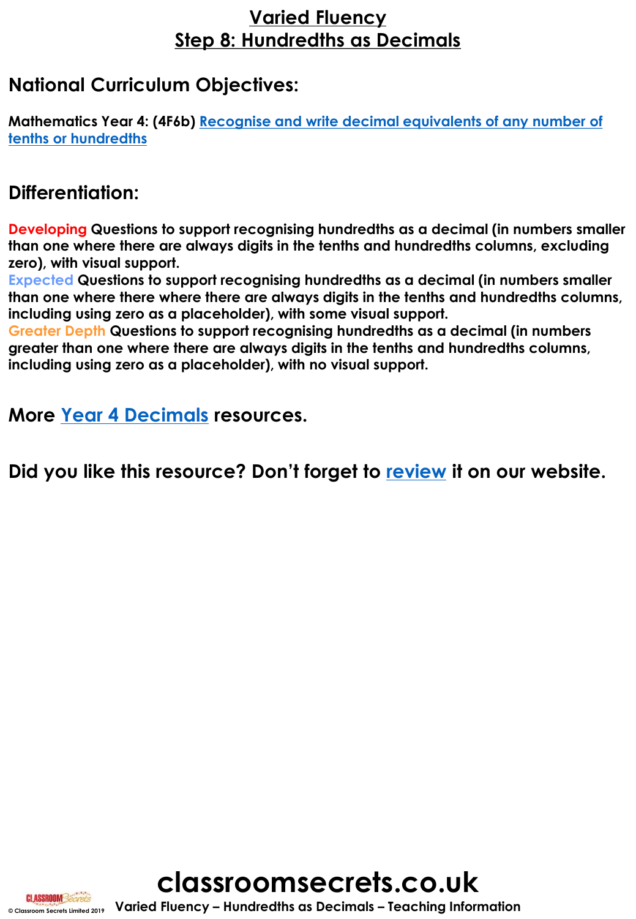# Varied Fluency
## Step 8: Hundredths as Decimals

## National Curriculum Objectives:

**Mathematics Year 4: (4F6b) Recognise and write decimal equivalents of any number of tenths or hundredths**

## Differentiation:

**Developing Questions to support recognising hundredths as a decimal (in numbers smaller than one where there are always digits in the tenths and hundredths columns, excluding zero), with visual support.**
**Expected Questions to support recognising hundredths as a decimal (in numbers smaller than one where there where there are always digits in the tenths and hundredths columns, including using zero as a placeholder), with some visual support.**
**Greater Depth Questions to support recognising hundredths as a decimal (in numbers greater than one where there are always digits in the tenths and hundredths columns, including using zero as a placeholder), with no visual support.**

## More Year 4 Decimals resources.

## Did you like this resource? Don't forget to review it on our website.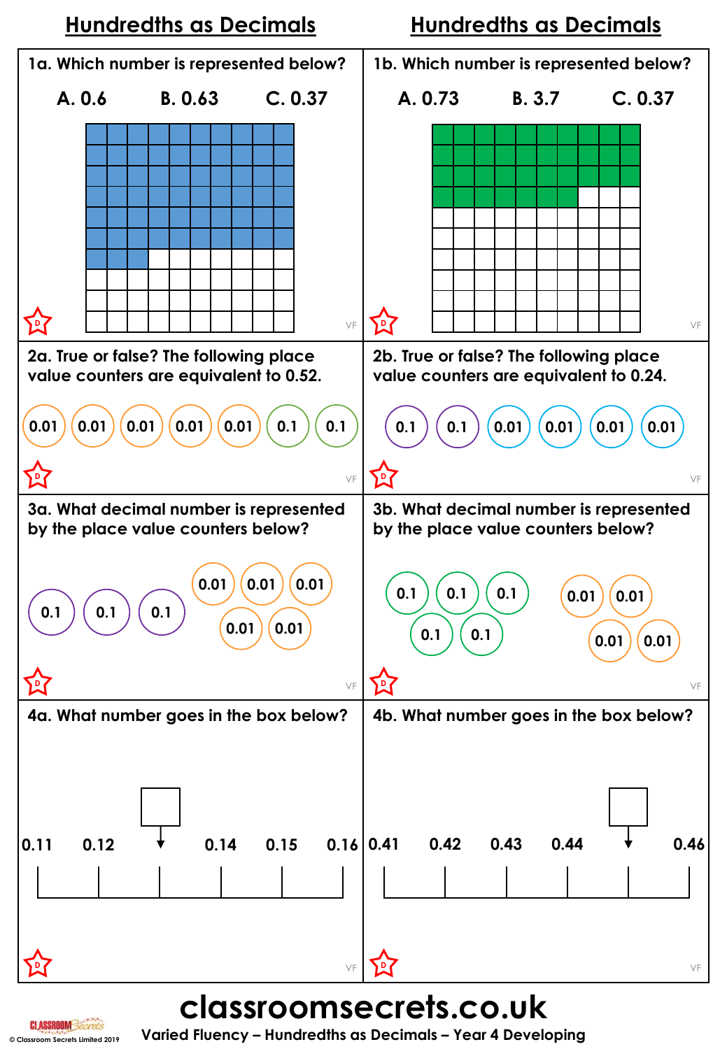## Hundredths as Decimals

**1a. Which number is represented below?**

A. 0.6  B. 0.63  C. 0.37

**1b. Which number is represented below?**

A. 0.73  B. 3.7  C. 0.37

**2a. True or false? The following place value counters are equivalent to 0.52.**

0.01 0.01 0.01 0.01 0.01 0.1 0.1

**2b. True or false? The following place value counters are equivalent to 0.24.**

0.1 0.1 0.01 0.01 0.01 0.01

**3a. What decimal number is represented by the place value counters below?**

0.1 0.1 0.1 0.01 0.01 0.01 0.01 0.01

**3b. What decimal number is represented by the place value counters below?**

0.1 0.1 0.1 0.1 0.1 0.01 0.01 0.01 0.01

**4a. What number goes in the box below?**

0.11 0.12 ☐ 0.14 0.15 0.16

**4b. What number goes in the box below?**

0.41 0.42 0.43 0.44 ☐ 0.46

**classroomsecrets.co.uk**

Varied Fluency – Hundredths as Decimals – Year 4 Developing

© Classroom Secrets Limited 2019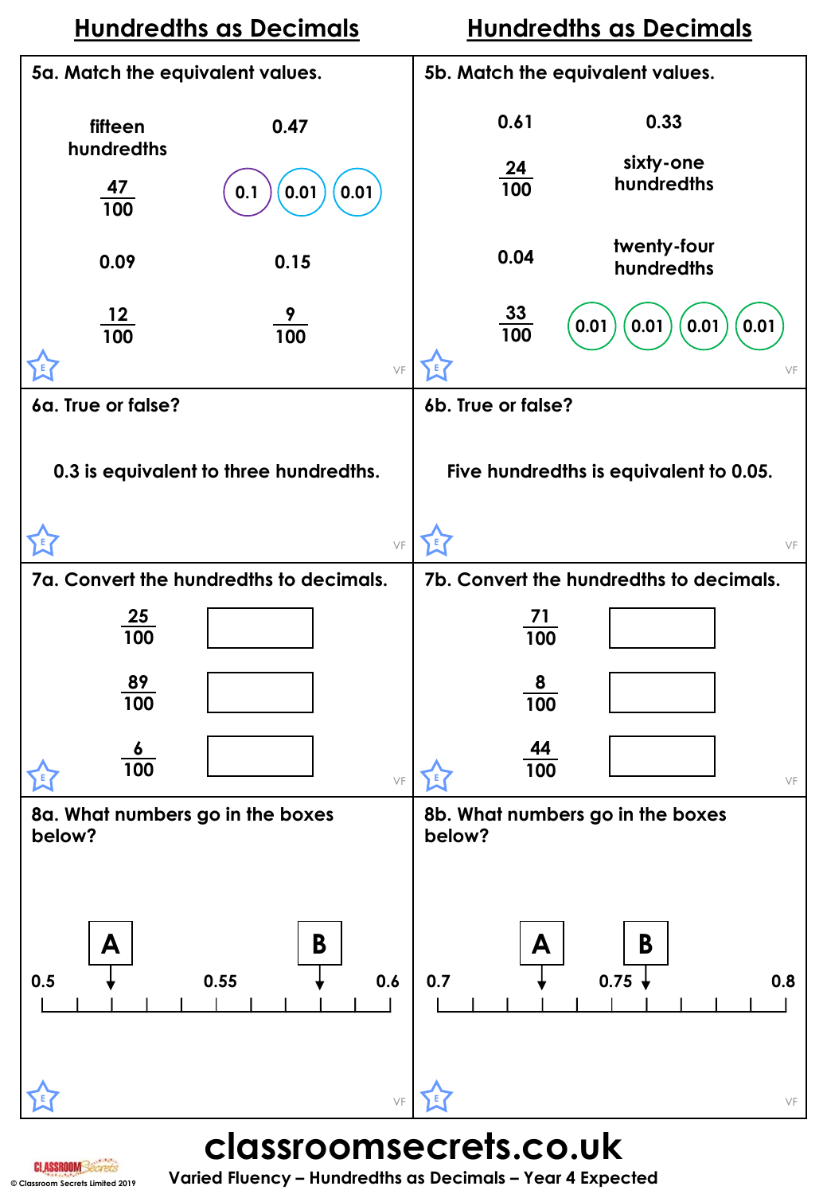# Hundredths as Decimals

**5a. Match the equivalent values.**

| | |
|---|---|
| fifteen hundredths | 0.47 |
| $\frac{47}{100}$ | (0.1) (0.01) (0.01) |
| 0.09 | 0.15 |
| $\frac{12}{100}$ | $\frac{9}{100}$ |

VF

**5b. Match the equivalent values.**

| | |
|---|---|
| 0.61 | 0.33 |
| $\frac{24}{100}$ | sixty-one hundredths |
| 0.04 | twenty-four hundredths |
| $\frac{33}{100}$ | (0.01) (0.01) (0.01) (0.01) |

VF

**6a. True or false?**

0.3 is equivalent to three hundredths.

VF

**6b. True or false?**

Five hundredths is equivalent to 0.05.

VF

**7a. Convert the hundredths to decimals.**

$\frac{25}{100}$ ☐

$\frac{89}{100}$ ☐

$\frac{6}{100}$ ☐

VF

**7b. Convert the hundredths to decimals.**

$\frac{71}{100}$ ☐

$\frac{8}{100}$ ☐

$\frac{44}{100}$ ☐

VF

**8a. What numbers go in the boxes below?**

Number line from 0.5 to 0.6 (labelled 0.5, 0.55, 0.6) with boxes A and B.

VF

**8b. What numbers go in the boxes below?**

Number line from 0.7 to 0.8 (labelled 0.7, 0.75, 0.8) with boxes A and B.

VF

**classroomsecrets.co.uk**

Varied Fluency – Hundredths as Decimals – Year 4 Expected

© Classroom Secrets Limited 2019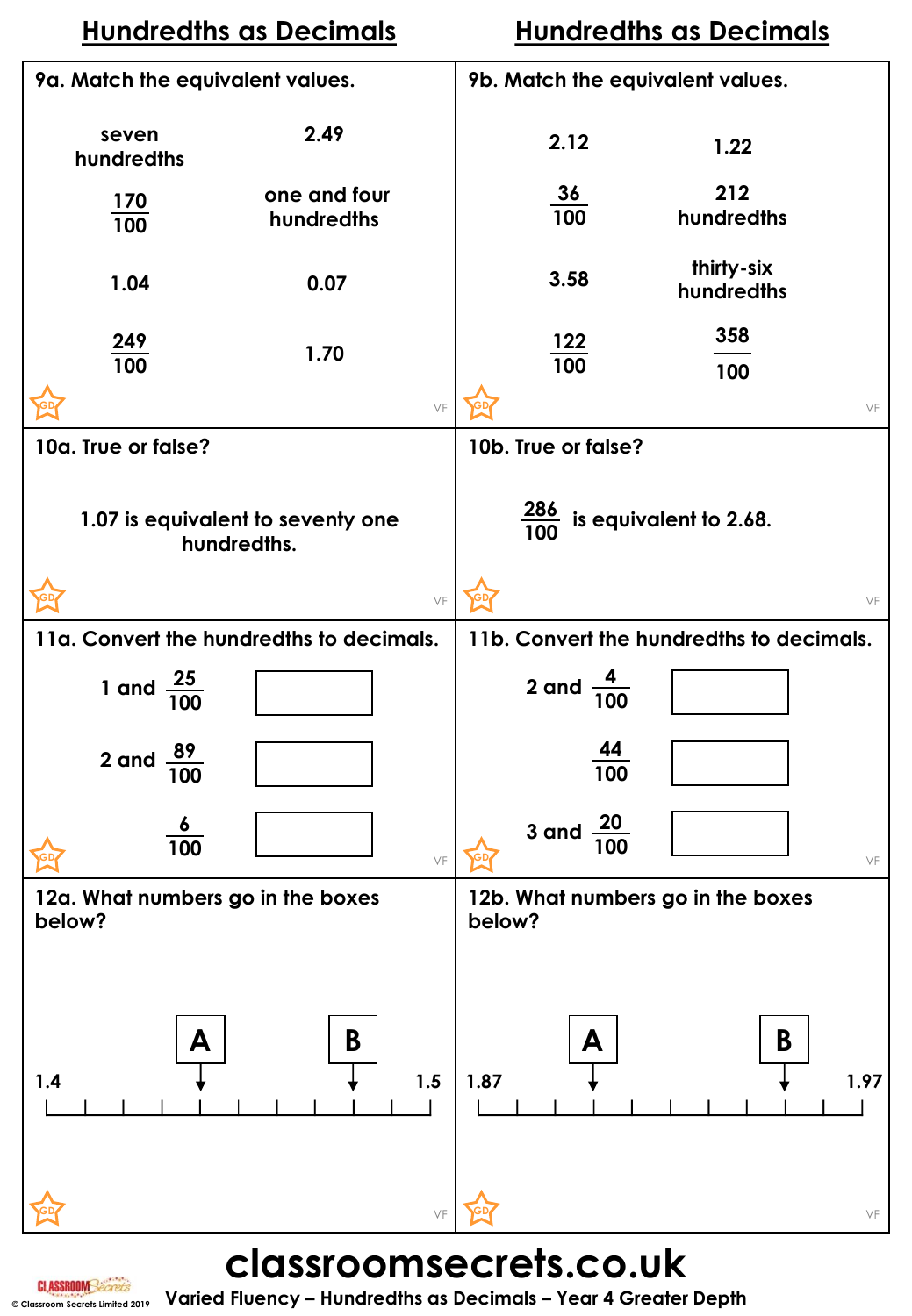# Hundredths as Decimals

**9a. Match the equivalent values.**

| | |
|---|---|
| seven hundredths | 2.49 |
| $\frac{170}{100}$ | one and four hundredths |
| 1.04 | 0.07 |
| $\frac{249}{100}$ | 1.70 |

**9b. Match the equivalent values.**

| | |
|---|---|
| 2.12 | 1.22 |
| $\frac{36}{100}$ | 212 hundredths |
| 3.58 | thirty-six hundredths |
| $\frac{122}{100}$ | $\frac{358}{100}$ |

**10a. True or false?**

1.07 is equivalent to seventy one hundredths.

**10b. True or false?**

$\frac{286}{100}$ is equivalent to 2.68.

**11a. Convert the hundredths to decimals.**

1 and $\frac{25}{100}$ ☐

2 and $\frac{89}{100}$ ☐

$\frac{6}{100}$ ☐

**11b. Convert the hundredths to decimals.**

2 and $\frac{4}{100}$ ☐

$\frac{44}{100}$ ☐

3 and $\frac{20}{100}$ ☐

**12a. What numbers go in the boxes below?**

Number line from 1.4 to 1.5 with boxes A and B.

**12b. What numbers go in the boxes below?**

Number line from 1.87 to 1.97 with boxes A and B.

**classroomsecrets.co.uk**

Varied Fluency – Hundredths as Decimals – Year 4 Greater Depth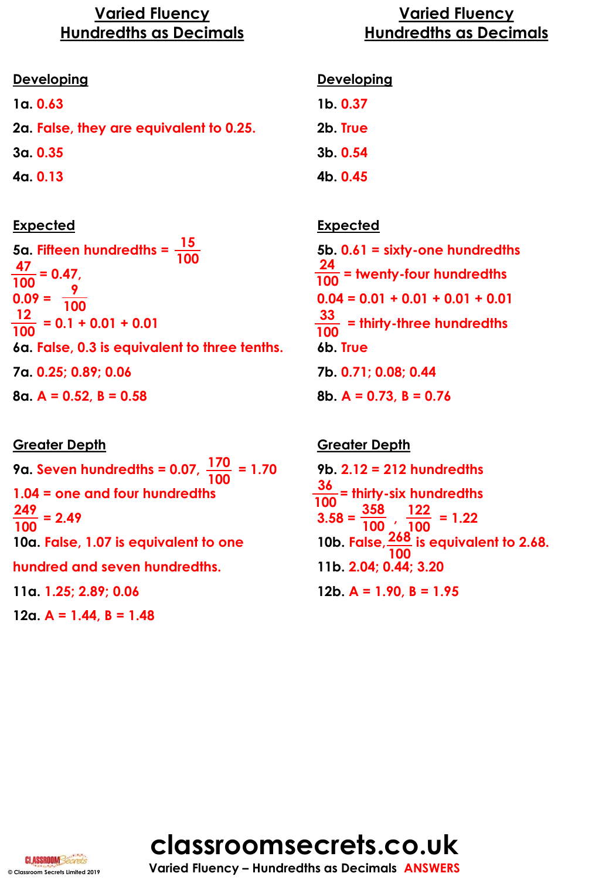# Varied Fluency
## Hundredths as Decimals

### Developing

1a. 0.63

2a. False, they are equivalent to 0.25.

3a. 0.35

4a. 0.13

### Expected

5a. Fifteen hundredths = $\frac{15}{100}$

$\frac{47}{100}$ = 0.47,

0.09 = $\frac{9}{100}$

$\frac{12}{100}$ = 0.1 + 0.01 + 0.01

6a. False, 0.3 is equivalent to three tenths.

7a. 0.25; 0.89; 0.06

8a. A = 0.52, B = 0.58

### Greater Depth

9a. Seven hundredths = 0.07, $\frac{170}{100}$ = 1.70

1.04 = one and four hundredths

$\frac{249}{100}$ = 2.49

10a. False, 1.07 is equivalent to one hundred and seven hundredths.

11a. 1.25; 2.89; 0.06

12a. A = 1.44, B = 1.48

# Varied Fluency
## Hundredths as Decimals

### Developing

1b. 0.37

2b. True

3b. 0.54

4b. 0.45

### Expected

5b. 0.61 = sixty-one hundredths

$\frac{24}{100}$ = twenty-four hundredths

0.04 = 0.01 + 0.01 + 0.01 + 0.01

$\frac{33}{100}$ = thirty-three hundredths

6b. True

7b. 0.71; 0.08; 0.44

8b. A = 0.73, B = 0.76

### Greater Depth

9b. 2.12 = 212 hundredths

$\frac{36}{100}$= thirty-six hundredths

3.58 = $\frac{358}{100}$ , $\frac{122}{100}$ = 1.22

10b. False, $\frac{268}{100}$ is equivalent to 2.68.

11b. 2.04; 0.44; 3.20

12b. A = 1.90, B = 1.95